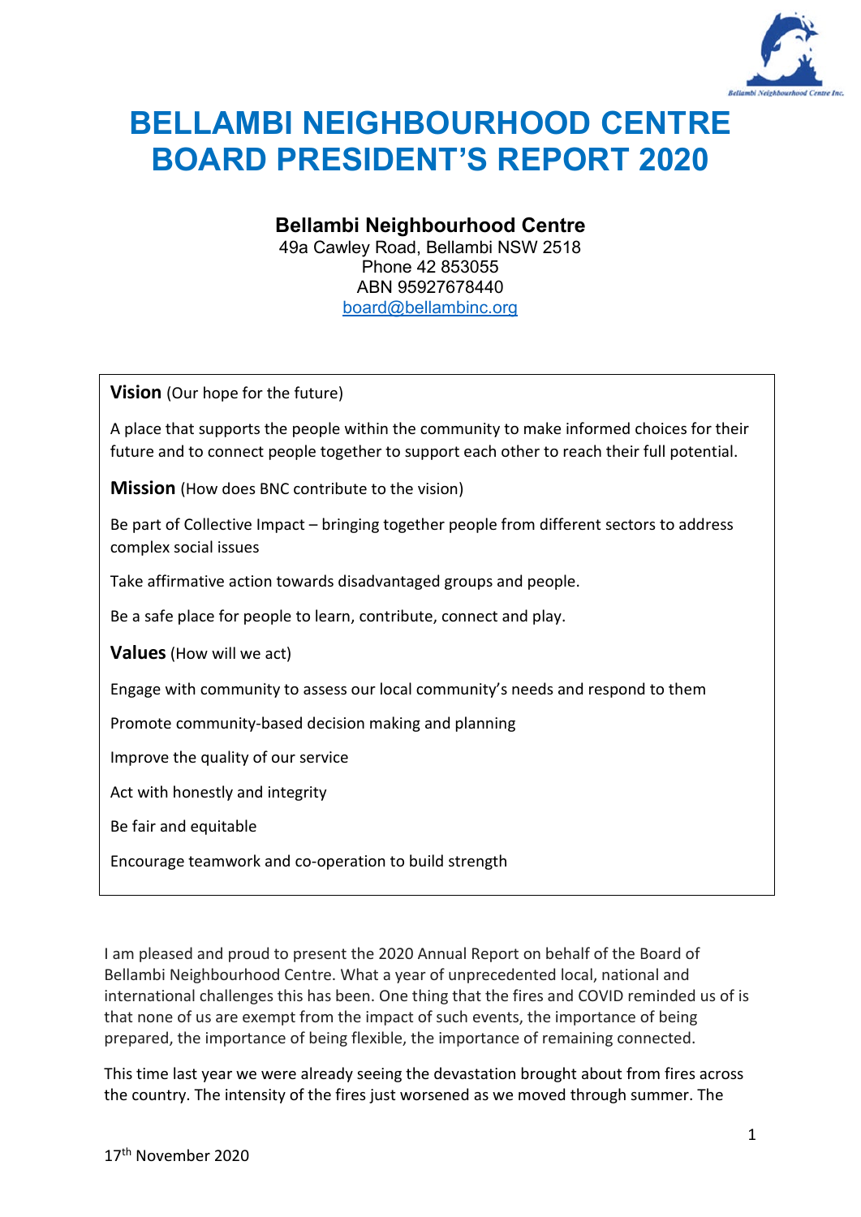# BELLAMBI NEIGHBOURHOOD CENTRE BOARD PRESIDENT'S REPORT 2020

### Bellambi Neighbourhood Centre

49a Cawley Road, Bellambi NSW 2518
Phone 42 853055
ABN 95927678440
board@bellambinc.org

**Vision** (Our hope for the future)

A place that supports the people within the community to make informed choices for their future and to connect people together to support each other to reach their full potential.

**Mission** (How does BNC contribute to the vision)

Be part of Collective Impact – bringing together people from different sectors to address complex social issues

Take affirmative action towards disadvantaged groups and people.

Be a safe place for people to learn, contribute, connect and play.

**Values** (How will we act)

Engage with community to assess our local community's needs and respond to them

Promote community-based decision making and planning

Improve the quality of our service

Act with honestly and integrity

Be fair and equitable

Encourage teamwork and co-operation to build strength

I am pleased and proud to present the 2020 Annual Report on behalf of the Board of Bellambi Neighbourhood Centre. What a year of unprecedented local, national and international challenges this has been. One thing that the fires and COVID reminded us of is that none of us are exempt from the impact of such events, the importance of being prepared, the importance of being flexible, the importance of remaining connected.

This time last year we were already seeing the devastation brought about from fires across the country. The intensity of the fires just worsened as we moved through summer. The

17th November 2020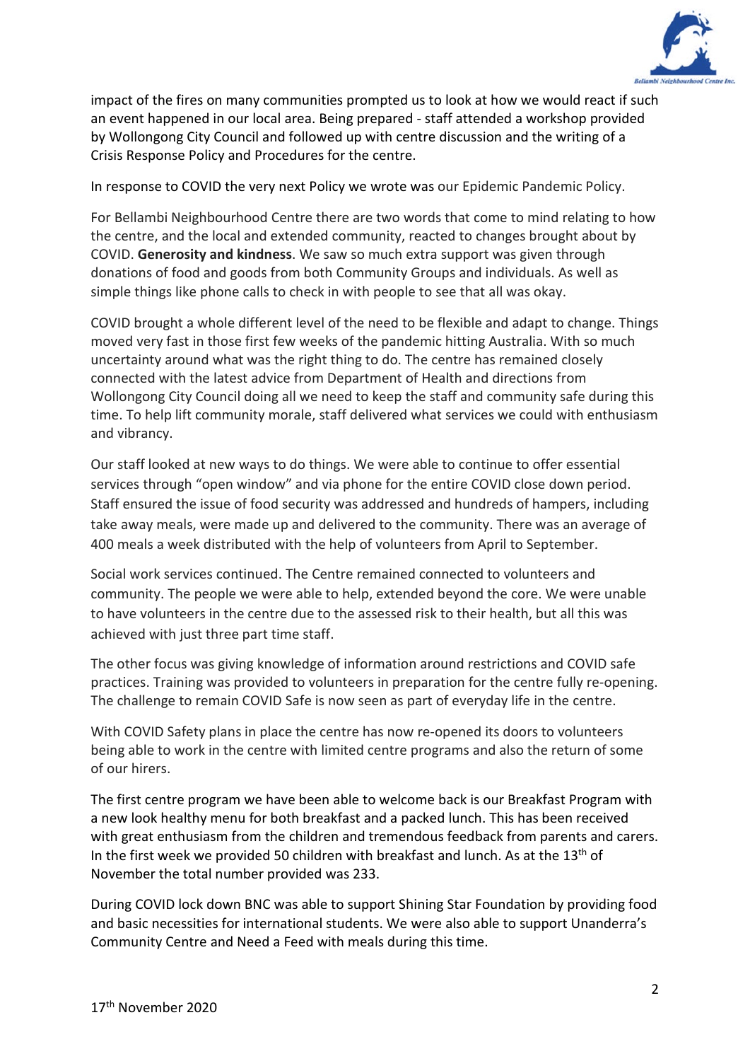impact of the fires on many communities prompted us to look at how we would react if such an event happened in our local area. Being prepared - staff attended a workshop provided by Wollongong City Council and followed up with centre discussion and the writing of a Crisis Response Policy and Procedures for the centre.

In response to COVID the very next Policy we wrote was our Epidemic Pandemic Policy.

For Bellambi Neighbourhood Centre there are two words that come to mind relating to how the centre, and the local and extended community, reacted to changes brought about by COVID. **Generosity and kindness**. We saw so much extra support was given through donations of food and goods from both Community Groups and individuals. As well as simple things like phone calls to check in with people to see that all was okay.

COVID brought a whole different level of the need to be flexible and adapt to change. Things moved very fast in those first few weeks of the pandemic hitting Australia. With so much uncertainty around what was the right thing to do. The centre has remained closely connected with the latest advice from Department of Health and directions from Wollongong City Council doing all we need to keep the staff and community safe during this time. To help lift community morale, staff delivered what services we could with enthusiasm and vibrancy.

Our staff looked at new ways to do things. We were able to continue to offer essential services through "open window" and via phone for the entire COVID close down period. Staff ensured the issue of food security was addressed and hundreds of hampers, including take away meals, were made up and delivered to the community. There was an average of 400 meals a week distributed with the help of volunteers from April to September.

Social work services continued. The Centre remained connected to volunteers and community. The people we were able to help, extended beyond the core. We were unable to have volunteers in the centre due to the assessed risk to their health, but all this was achieved with just three part time staff.

The other focus was giving knowledge of information around restrictions and COVID safe practices. Training was provided to volunteers in preparation for the centre fully re-opening. The challenge to remain COVID Safe is now seen as part of everyday life in the centre.

With COVID Safety plans in place the centre has now re-opened its doors to volunteers being able to work in the centre with limited centre programs and also the return of some of our hirers.

The first centre program we have been able to welcome back is our Breakfast Program with a new look healthy menu for both breakfast and a packed lunch. This has been received with great enthusiasm from the children and tremendous feedback from parents and carers. In the first week we provided 50 children with breakfast and lunch. As at the 13th of November the total number provided was 233.

During COVID lock down BNC was able to support Shining Star Foundation by providing food and basic necessities for international students. We were also able to support Unanderra's Community Centre and Need a Feed with meals during this time.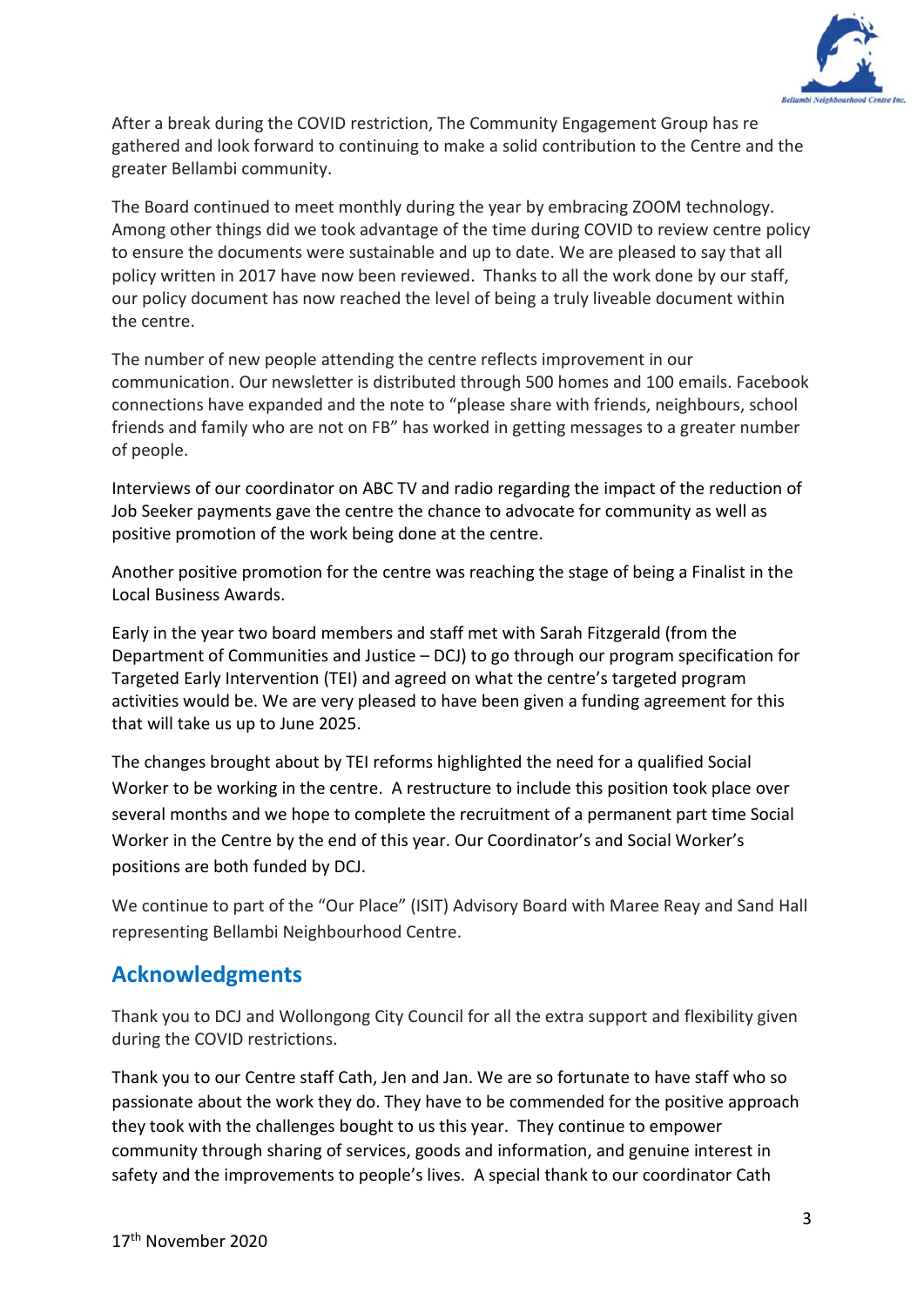After a break during the COVID restriction, The Community Engagement Group has re gathered and look forward to continuing to make a solid contribution to the Centre and the greater Bellambi community.

The Board continued to meet monthly during the year by embracing ZOOM technology. Among other things did we took advantage of the time during COVID to review centre policy to ensure the documents were sustainable and up to date. We are pleased to say that all policy written in 2017 have now been reviewed. Thanks to all the work done by our staff, our policy document has now reached the level of being a truly liveable document within the centre.

The number of new people attending the centre reflects improvement in our communication. Our newsletter is distributed through 500 homes and 100 emails. Facebook connections have expanded and the note to "please share with friends, neighbours, school friends and family who are not on FB" has worked in getting messages to a greater number of people.

Interviews of our coordinator on ABC TV and radio regarding the impact of the reduction of Job Seeker payments gave the centre the chance to advocate for community as well as positive promotion of the work being done at the centre.

Another positive promotion for the centre was reaching the stage of being a Finalist in the Local Business Awards.

Early in the year two board members and staff met with Sarah Fitzgerald (from the Department of Communities and Justice – DCJ) to go through our program specification for Targeted Early Intervention (TEI) and agreed on what the centre's targeted program activities would be. We are very pleased to have been given a funding agreement for this that will take us up to June 2025.

The changes brought about by TEI reforms highlighted the need for a qualified Social Worker to be working in the centre. A restructure to include this position took place over several months and we hope to complete the recruitment of a permanent part time Social Worker in the Centre by the end of this year. Our Coordinator's and Social Worker's positions are both funded by DCJ.

We continue to part of the "Our Place" (ISIT) Advisory Board with Maree Reay and Sand Hall representing Bellambi Neighbourhood Centre.

## Acknowledgments

Thank you to DCJ and Wollongong City Council for all the extra support and flexibility given during the COVID restrictions.

Thank you to our Centre staff Cath, Jen and Jan. We are so fortunate to have staff who so passionate about the work they do. They have to be commended for the positive approach they took with the challenges bought to us this year. They continue to empower community through sharing of services, goods and information, and genuine interest in safety and the improvements to people's lives. A special thank to our coordinator Cath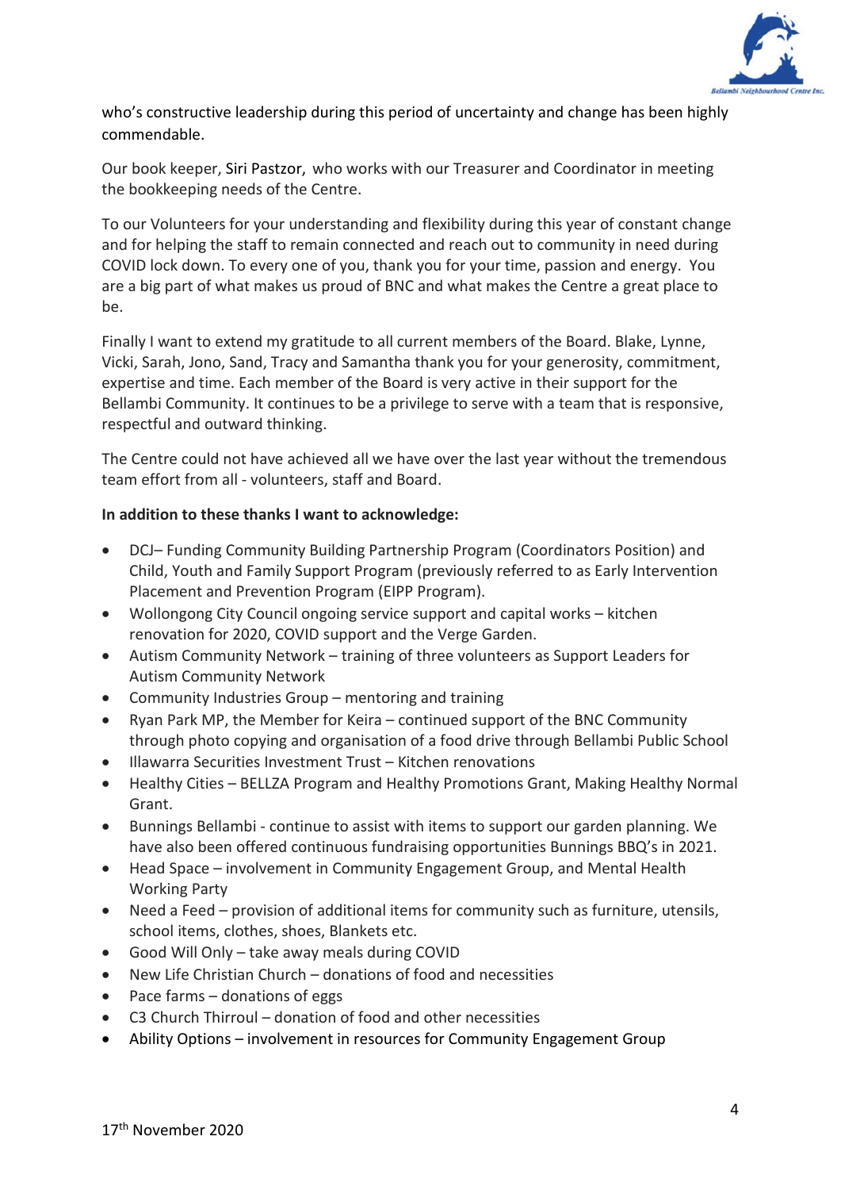who's constructive leadership during this period of uncertainty and change has been highly commendable.

Our book keeper, Siri Pastzor, who works with our Treasurer and Coordinator in meeting the bookkeeping needs of the Centre.

To our Volunteers for your understanding and flexibility during this year of constant change and for helping the staff to remain connected and reach out to community in need during COVID lock down. To every one of you, thank you for your time, passion and energy. You are a big part of what makes us proud of BNC and what makes the Centre a great place to be.

Finally I want to extend my gratitude to all current members of the Board. Blake, Lynne, Vicki, Sarah, Jono, Sand, Tracy and Samantha thank you for your generosity, commitment, expertise and time. Each member of the Board is very active in their support for the Bellambi Community. It continues to be a privilege to serve with a team that is responsive, respectful and outward thinking.

The Centre could not have achieved all we have over the last year without the tremendous team effort from all - volunteers, staff and Board.

**In addition to these thanks I want to acknowledge:**

- DCJ– Funding Community Building Partnership Program (Coordinators Position) and Child, Youth and Family Support Program (previously referred to as Early Intervention Placement and Prevention Program (EIPP Program).
- Wollongong City Council ongoing service support and capital works – kitchen renovation for 2020, COVID support and the Verge Garden.
- Autism Community Network – training of three volunteers as Support Leaders for Autism Community Network
- Community Industries Group – mentoring and training
- Ryan Park MP, the Member for Keira – continued support of the BNC Community through photo copying and organisation of a food drive through Bellambi Public School
- Illawarra Securities Investment Trust – Kitchen renovations
- Healthy Cities – BELLZA Program and Healthy Promotions Grant, Making Healthy Normal Grant.
- Bunnings Bellambi - continue to assist with items to support our garden planning. We have also been offered continuous fundraising opportunities Bunnings BBQ's in 2021.
- Head Space – involvement in Community Engagement Group, and Mental Health Working Party
- Need a Feed – provision of additional items for community such as furniture, utensils, school items, clothes, shoes, Blankets etc.
- Good Will Only – take away meals during COVID
- New Life Christian Church – donations of food and necessities
- Pace farms – donations of eggs
- C3 Church Thirroul – donation of food and other necessities
- Ability Options – involvement in resources for Community Engagement Group

17th November 2020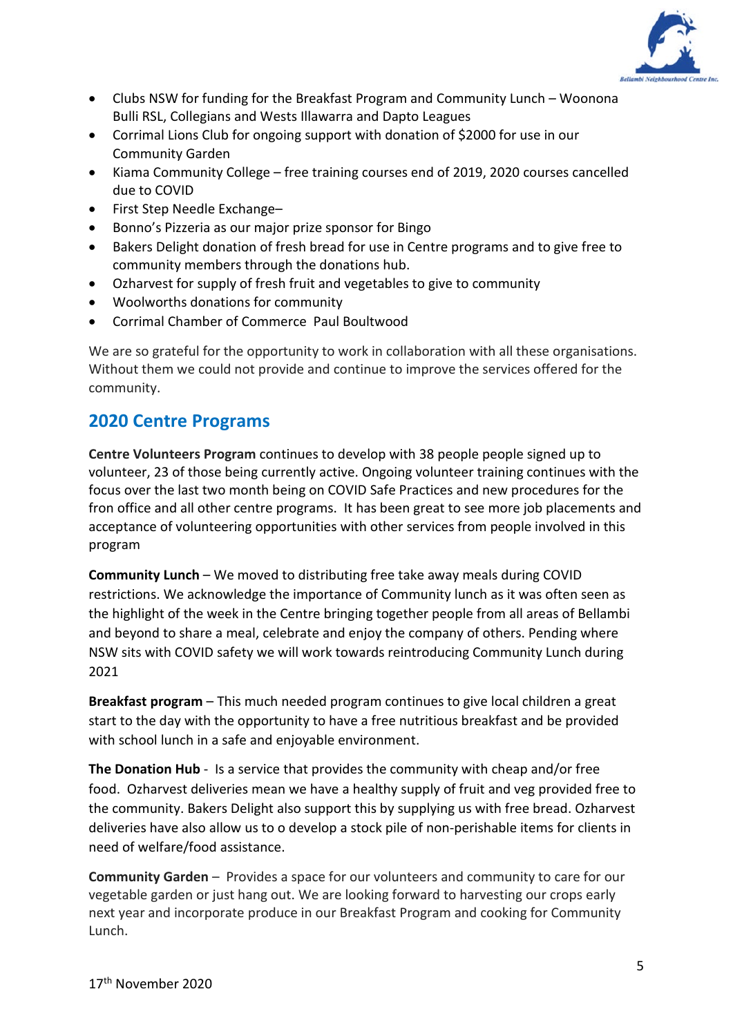- Clubs NSW for funding for the Breakfast Program and Community Lunch – Woonona Bulli RSL, Collegians and Wests Illawarra and Dapto Leagues
- Corrimal Lions Club for ongoing support with donation of $2000 for use in our Community Garden
- Kiama Community College – free training courses end of 2019, 2020 courses cancelled due to COVID
- First Step Needle Exchange–
- Bonno's Pizzeria as our major prize sponsor for Bingo
- Bakers Delight donation of fresh bread for use in Centre programs and to give free to community members through the donations hub.
- Ozharvest for supply of fresh fruit and vegetables to give to community
- Woolworths donations for community
- Corrimal Chamber of Commerce  Paul Boultwood

We are so grateful for the opportunity to work in collaboration with all these organisations. Without them we could not provide and continue to improve the services offered for the community.

## 2020 Centre Programs

**Centre Volunteers Program** continues to develop with 38 people people signed up to volunteer, 23 of those being currently active. Ongoing volunteer training continues with the focus over the last two month being on COVID Safe Practices and new procedures for the fron office and all other centre programs.  It has been great to see more job placements and acceptance of volunteering opportunities with other services from people involved in this program

**Community Lunch** – We moved to distributing free take away meals during COVID restrictions. We acknowledge the importance of Community lunch as it was often seen as the highlight of the week in the Centre bringing together people from all areas of Bellambi and beyond to share a meal, celebrate and enjoy the company of others. Pending where NSW sits with COVID safety we will work towards reintroducing Community Lunch during 2021

**Breakfast program** – This much needed program continues to give local children a great start to the day with the opportunity to have a free nutritious breakfast and be provided with school lunch in a safe and enjoyable environment.

**The Donation Hub** -  Is a service that provides the community with cheap and/or free food.  Ozharvest deliveries mean we have a healthy supply of fruit and veg provided free to the community. Bakers Delight also support this by supplying us with free bread. Ozharvest deliveries have also allow us to o develop a stock pile of non-perishable items for clients in need of welfare/food assistance.

**Community Garden** –  Provides a space for our volunteers and community to care for our vegetable garden or just hang out. We are looking forward to harvesting our crops early next year and incorporate produce in our Breakfast Program and cooking for Community Lunch.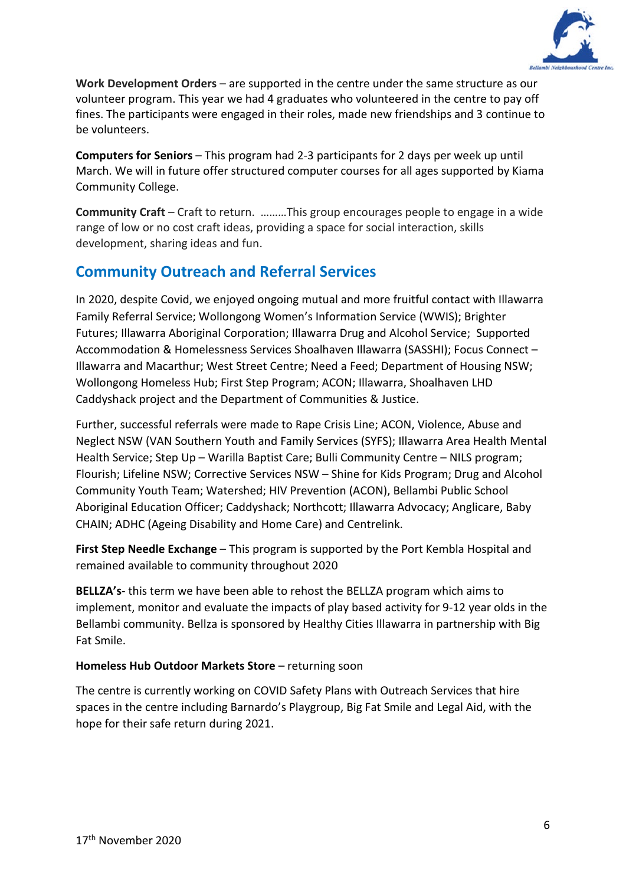**Work Development Orders** – are supported in the centre under the same structure as our volunteer program. This year we had 4 graduates who volunteered in the centre to pay off fines. The participants were engaged in their roles, made new friendships and 3 continue to be volunteers.

**Computers for Seniors** – This program had 2-3 participants for 2 days per week up until March. We will in future offer structured computer courses for all ages supported by Kiama Community College.

**Community Craft** – Craft to return. ………This group encourages people to engage in a wide range of low or no cost craft ideas, providing a space for social interaction, skills development, sharing ideas and fun.

## Community Outreach and Referral Services

In 2020, despite Covid, we enjoyed ongoing mutual and more fruitful contact with Illawarra Family Referral Service; Wollongong Women's Information Service (WWIS); Brighter Futures; Illawarra Aboriginal Corporation; Illawarra Drug and Alcohol Service; Supported Accommodation & Homelessness Services Shoalhaven Illawarra (SASSHI); Focus Connect – Illawarra and Macarthur; West Street Centre; Need a Feed; Department of Housing NSW; Wollongong Homeless Hub; First Step Program; ACON; Illawarra, Shoalhaven LHD Caddyshack project and the Department of Communities & Justice.

Further, successful referrals were made to Rape Crisis Line; ACON, Violence, Abuse and Neglect NSW (VAN Southern Youth and Family Services (SYFS); Illawarra Area Health Mental Health Service; Step Up – Warilla Baptist Care; Bulli Community Centre – NILS program; Flourish; Lifeline NSW; Corrective Services NSW – Shine for Kids Program; Drug and Alcohol Community Youth Team; Watershed; HIV Prevention (ACON), Bellambi Public School Aboriginal Education Officer; Caddyshack; Northcott; Illawarra Advocacy; Anglicare, Baby CHAIN; ADHC (Ageing Disability and Home Care) and Centrelink.

**First Step Needle Exchange** – This program is supported by the Port Kembla Hospital and remained available to community throughout 2020

**BELLZA's**- this term we have been able to rehost the BELLZA program which aims to implement, monitor and evaluate the impacts of play based activity for 9-12 year olds in the Bellambi community. Bellza is sponsored by Healthy Cities Illawarra in partnership with Big Fat Smile.

**Homeless Hub Outdoor Markets Store** – returning soon

The centre is currently working on COVID Safety Plans with Outreach Services that hire spaces in the centre including Barnardo's Playgroup, Big Fat Smile and Legal Aid, with the hope for their safe return during 2021.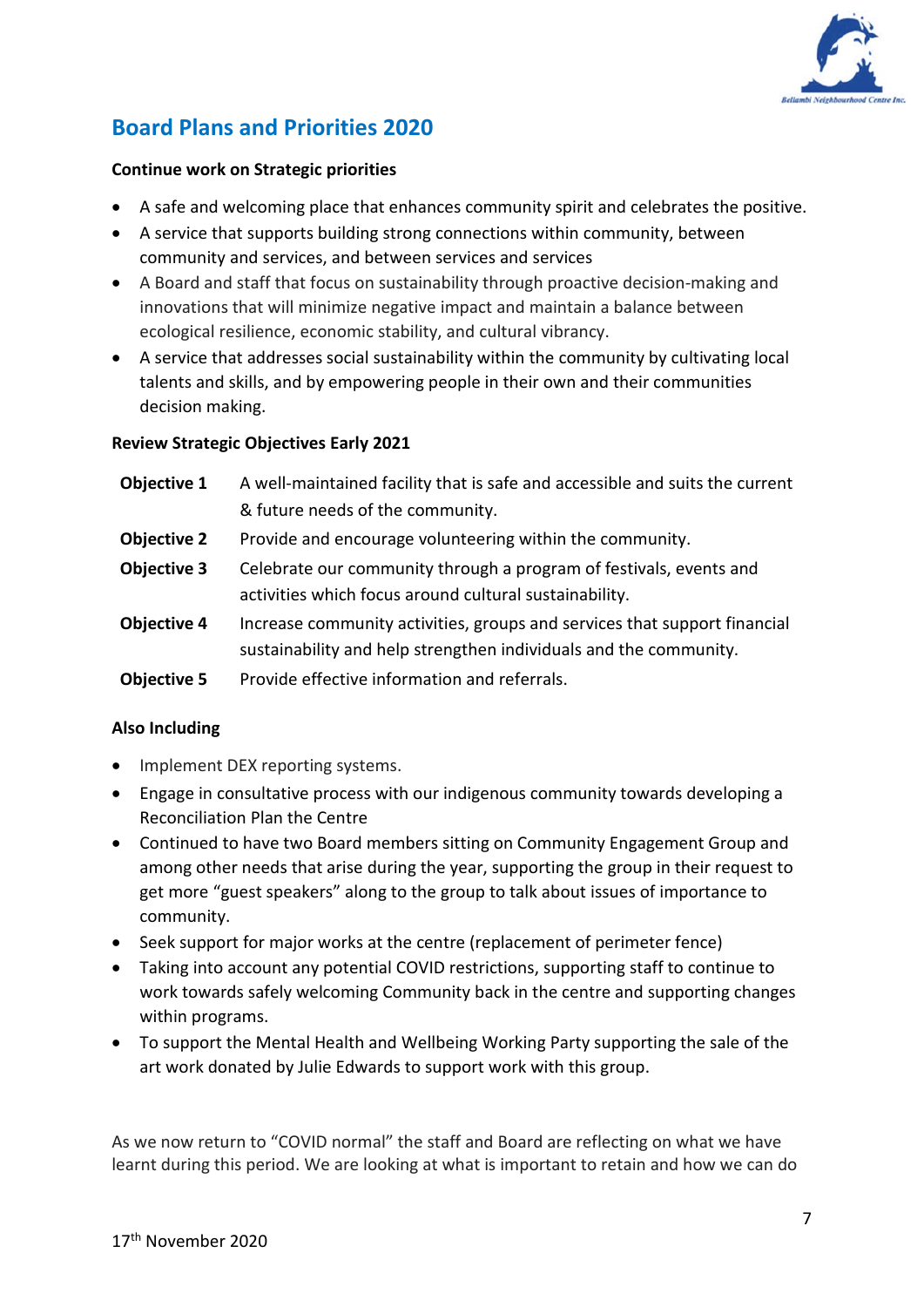## Board Plans and Priorities 2020

**Continue work on Strategic priorities**

- A safe and welcoming place that enhances community spirit and celebrates the positive.
- A service that supports building strong connections within community, between community and services, and between services and services
- A Board and staff that focus on sustainability through proactive decision-making and innovations that will minimize negative impact and maintain a balance between ecological resilience, economic stability, and cultural vibrancy.
- A service that addresses social sustainability within the community by cultivating local talents and skills, and by empowering people in their own and their communities decision making.

**Review Strategic Objectives Early 2021**

| | |
|---|---|
| **Objective 1** | A well-maintained facility that is safe and accessible and suits the current & future needs of the community. |
| **Objective 2** | Provide and encourage volunteering within the community. |
| **Objective 3** | Celebrate our community through a program of festivals, events and activities which focus around cultural sustainability. |
| **Objective 4** | Increase community activities, groups and services that support financial sustainability and help strengthen individuals and the community. |
| **Objective 5** | Provide effective information and referrals. |

**Also Including**

- Implement DEX reporting systems.
- Engage in consultative process with our indigenous community towards developing a Reconciliation Plan the Centre
- Continued to have two Board members sitting on Community Engagement Group and among other needs that arise during the year, supporting the group in their request to get more "guest speakers" along to the group to talk about issues of importance to community.
- Seek support for major works at the centre (replacement of perimeter fence)
- Taking into account any potential COVID restrictions, supporting staff to continue to work towards safely welcoming Community back in the centre and supporting changes within programs.
- To support the Mental Health and Wellbeing Working Party supporting the sale of the art work donated by Julie Edwards to support work with this group.

As we now return to "COVID normal" the staff and Board are reflecting on what we have learnt during this period. We are looking at what is important to retain and how we can do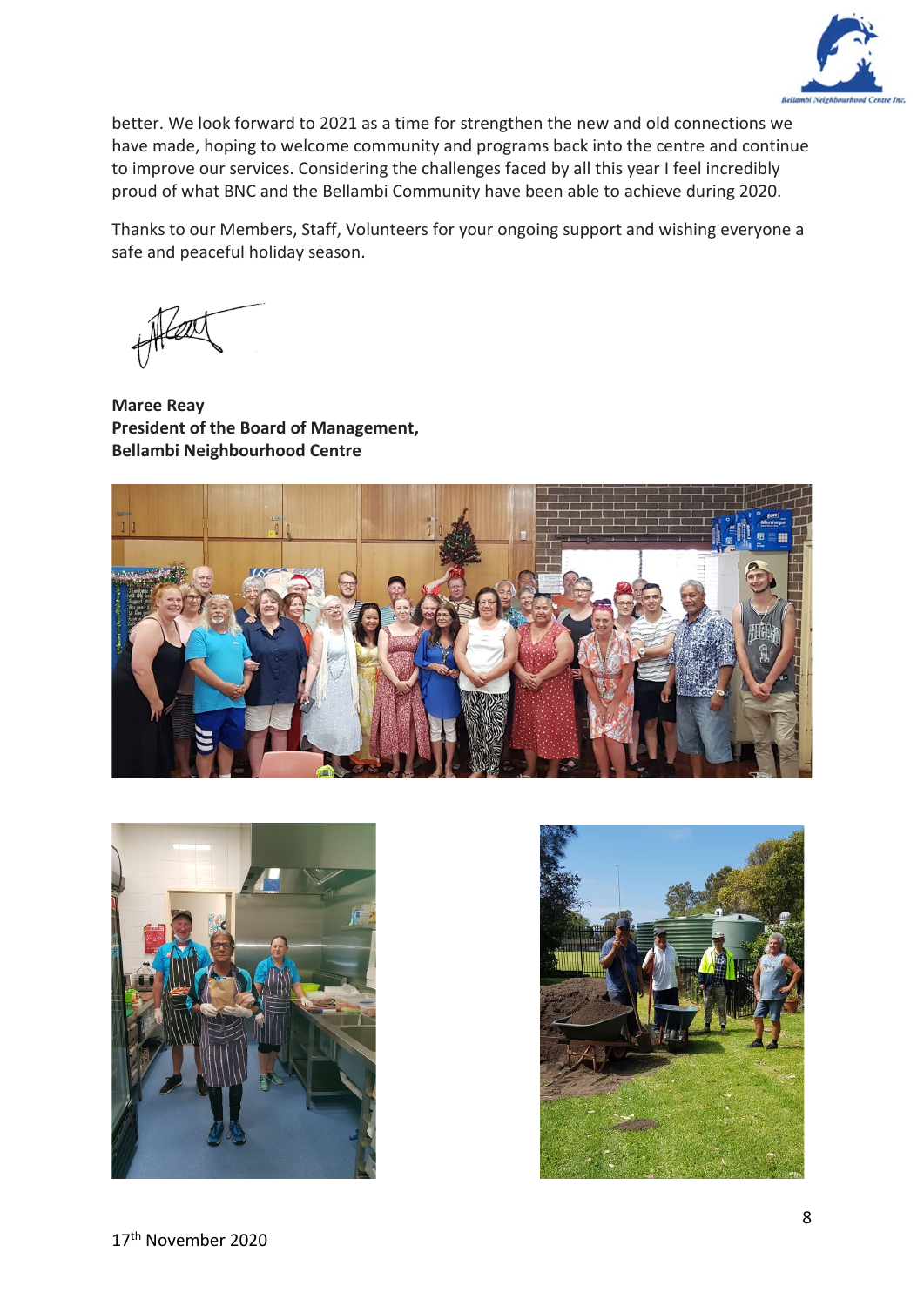better. We look forward to 2021 as a time for strengthen the new and old connections we have made, hoping to welcome community and programs back into the centre and continue to improve our services. Considering the challenges faced by all this year I feel incredibly proud of what BNC and the Bellambi Community have been able to achieve during 2020.

Thanks to our Members, Staff, Volunteers for your ongoing support and wishing everyone a safe and peaceful holiday season.

**Maree Reay**
**President of the Board of Management,**
**Bellambi Neighbourhood Centre**

17th November 2020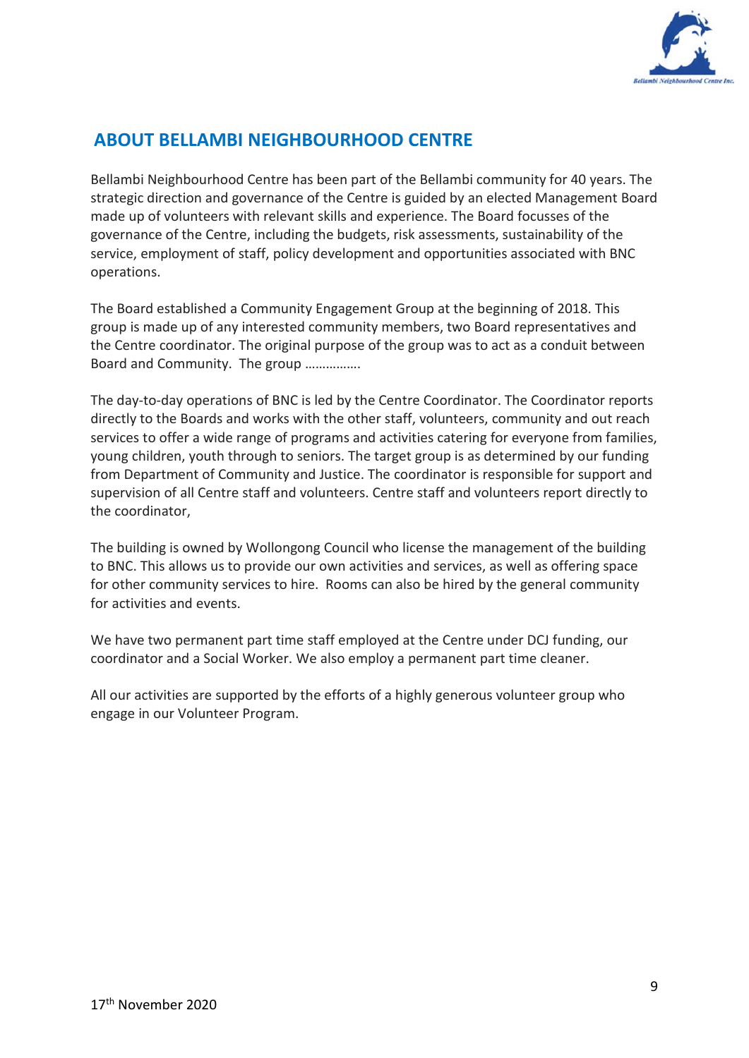## ABOUT BELLAMBI NEIGHBOURHOOD CENTRE

Bellambi Neighbourhood Centre has been part of the Bellambi community for 40 years. The strategic direction and governance of the Centre is guided by an elected Management Board made up of volunteers with relevant skills and experience. The Board focusses of the governance of the Centre, including the budgets, risk assessments, sustainability of the service, employment of staff, policy development and opportunities associated with BNC operations.

The Board established a Community Engagement Group at the beginning of 2018. This group is made up of any interested community members, two Board representatives and the Centre coordinator. The original purpose of the group was to act as a conduit between Board and Community. The group …………….

The day-to-day operations of BNC is led by the Centre Coordinator. The Coordinator reports directly to the Boards and works with the other staff, volunteers, community and out reach services to offer a wide range of programs and activities catering for everyone from families, young children, youth through to seniors. The target group is as determined by our funding from Department of Community and Justice. The coordinator is responsible for support and supervision of all Centre staff and volunteers. Centre staff and volunteers report directly to the coordinator,

The building is owned by Wollongong Council who license the management of the building to BNC. This allows us to provide our own activities and services, as well as offering space for other community services to hire. Rooms can also be hired by the general community for activities and events.

We have two permanent part time staff employed at the Centre under DCJ funding, our coordinator and a Social Worker. We also employ a permanent part time cleaner.

All our activities are supported by the efforts of a highly generous volunteer group who engage in our Volunteer Program.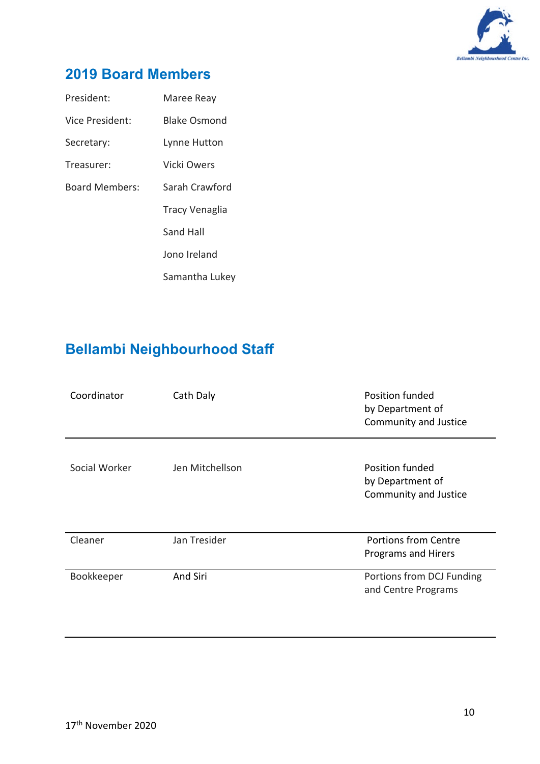## 2019 Board Members

| | |
|---|---|
| President: | Maree Reay |
| Vice President: | Blake Osmond |
| Secretary: | Lynne Hutton |
| Treasurer: | Vicki Owers |
| Board Members: | Sarah Crawford |
| | Tracy Venaglia |
| | Sand Hall |
| | Jono Ireland |
| | Samantha Lukey |

## Bellambi Neighbourhood Staff

| | | |
|---|---|---|
| Coordinator | Cath Daly | Position funded by Department of Community and Justice |
| Social Worker | Jen Mitchellson | Position funded by Department of Community and Justice |
| Cleaner | Jan Tresider | Portions from Centre Programs and Hirers |
| Bookkeeper | And Siri | Portions from DCJ Funding and Centre Programs |

17th November 2020